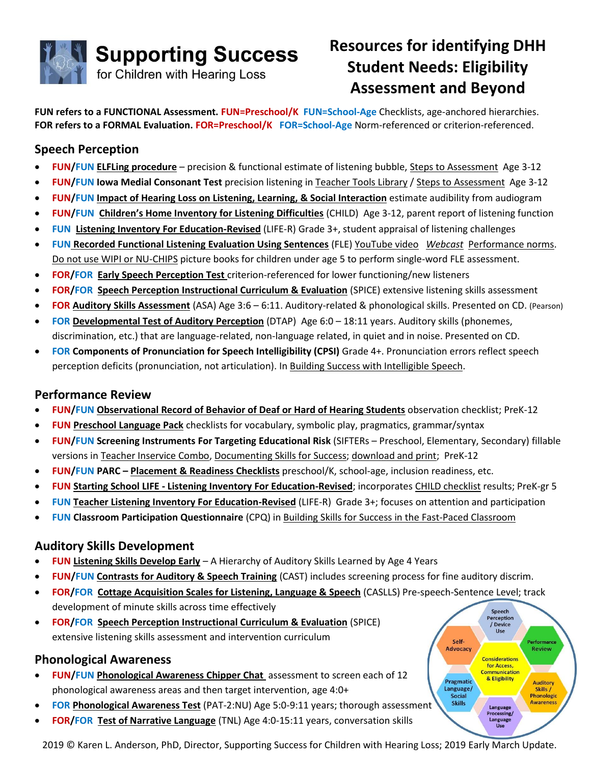**Supporting Success** for Children with Hearing Loss

# Resources for identifying DHH Student Needs: Eligibility Assessment and Beyond

**FUN refers to a FUNCTIONAL Assessment. FUN=Preschool/K FUN=School-Age** Checklists, age-anchored hierarchies.
**FOR refers to a FORMAL Evaluation. FOR=Preschool/K FOR=School-Age** Norm-referenced or criterion-referenced.

## Speech Perception

- **FUN/FUN ELFLing procedure** – precision & functional estimate of listening bubble, Steps to Assessment Age 3-12
- **FUN/FUN Iowa Medial Consonant Test** precision listening in Teacher Tools Library / Steps to Assessment Age 3-12
- **FUN/FUN Impact of Hearing Loss on Listening, Learning, & Social Interaction** estimate audibility from audiogram
- **FUN/FUN Children's Home Inventory for Listening Difficulties** (CHILD) Age 3-12, parent report of listening function
- **FUN Listening Inventory For Education-Revised** (LIFE-R) Grade 3+, student appraisal of listening challenges
- **FUN Recorded Functional Listening Evaluation Using Sentences** (FLE) YouTube video *Webcast* Performance norms. Do not use WIPI or NU-CHIPS picture books for children under age 5 to perform single-word FLE assessment.
- **FOR/FOR Early Speech Perception Test** criterion-referenced for lower functioning/new listeners
- **FOR/FOR Speech Perception Instructional Curriculum & Evaluation** (SPICE) extensive listening skills assessment
- **FOR Auditory Skills Assessment** (ASA) Age 3:6 – 6:11. Auditory-related & phonological skills. Presented on CD. (Pearson)
- **FOR Developmental Test of Auditory Perception** (DTAP) Age 6:0 – 18:11 years. Auditory skills (phonemes, discrimination, etc.) that are language-related, non-language related, in quiet and in noise. Presented on CD.
- **FOR Components of Pronunciation for Speech Intelligibility (CPSI)** Grade 4+. Pronunciation errors reflect speech perception deficits (pronunciation, not articulation). In Building Success with Intelligible Speech.

## Performance Review

- **FUN/FUN Observational Record of Behavior of Deaf or Hard of Hearing Students** observation checklist; PreK-12
- **FUN Preschool Language Pack** checklists for vocabulary, symbolic play, pragmatics, grammar/syntax
- **FUN/FUN Screening Instruments For Targeting Educational Risk** (SIFTERs – Preschool, Elementary, Secondary) fillable versions in Teacher Inservice Combo, Documenting Skills for Success; download and print; PreK-12
- **FUN/FUN PARC – Placement & Readiness Checklists** preschool/K, school-age, inclusion readiness, etc.
- **FUN Starting School LIFE - Listening Inventory For Education-Revised**; incorporates CHILD checklist results; PreK-gr 5
- **FUN Teacher Listening Inventory For Education-Revised** (LIFE-R) Grade 3+; focuses on attention and participation
- **FUN Classroom Participation Questionnaire** (CPQ) in Building Skills for Success in the Fast-Paced Classroom

## Auditory Skills Development

- **FUN Listening Skills Develop Early** – A Hierarchy of Auditory Skills Learned by Age 4 Years
- **FUN/FUN Contrasts for Auditory & Speech Training** (CAST) includes screening process for fine auditory discrim.
- **FOR/FOR Cottage Acquisition Scales for Listening, Language & Speech** (CASLLS) Pre-speech-Sentence Level; track development of minute skills across time effectively
- **FOR/FOR Speech Perception Instructional Curriculum & Evaluation** (SPICE) extensive listening skills assessment and intervention curriculum

## Phonological Awareness

- **FUN/FUN Phonological Awareness Chipper Chat** assessment to screen each of 12 phonological awareness areas and then target intervention, age 4:0+
- **FOR Phonological Awareness Test** (PAT-2:NU) Age 5:0-9:11 years; thorough assessment
- **FOR/FOR Test of Narrative Language** (TNL) Age 4:0-15:11 years, conversation skills

Considerations for Access, Communication & Eligibility: Speech Perception / Device Use; Performance Review; Auditory Skills / Phonologic Awareness; Language Processing/ Language Use; Pragmatic Language/ Social Skills; Self-Advocacy

2019 © Karen L. Anderson, PhD, Director, Supporting Success for Children with Hearing Loss; 2019 Early March Update.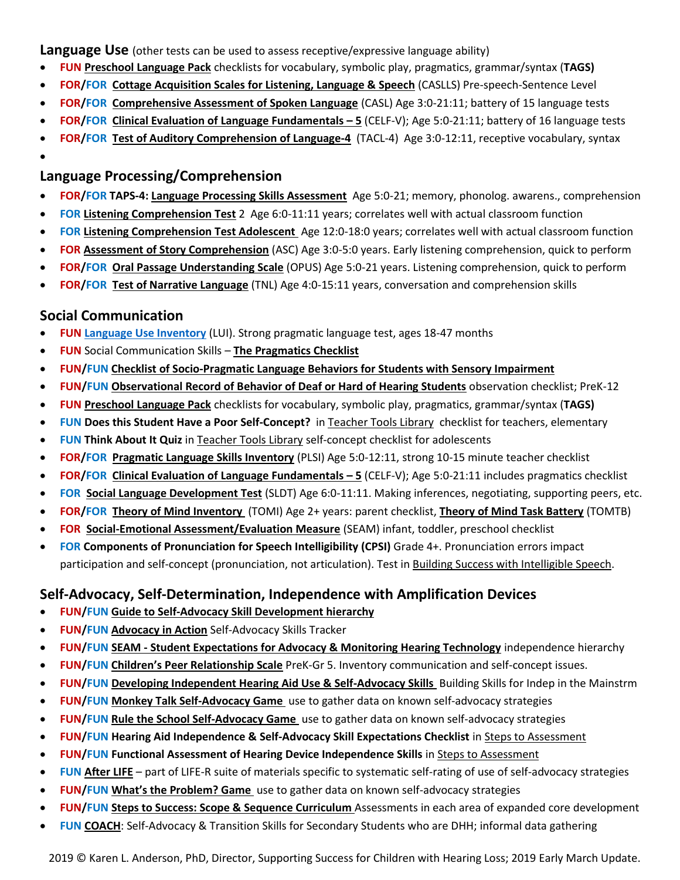## Language Use (other tests can be used to assess receptive/expressive language ability)

- **FUN Preschool Language Pack** checklists for vocabulary, symbolic play, pragmatics, grammar/syntax (**TAGS)**
- **FOR/FOR Cottage Acquisition Scales for Listening, Language & Speech** (CASLLS) Pre-speech-Sentence Level
- **FOR/FOR Comprehensive Assessment of Spoken Language** (CASL) Age 3:0-21:11; battery of 15 language tests
- **FOR/FOR Clinical Evaluation of Language Fundamentals – 5** (CELF-V); Age 5:0-21:11; battery of 16 language tests
- **FOR/FOR Test of Auditory Comprehension of Language-4** (TACL-4) Age 3:0-12:11, receptive vocabulary, syntax
- 

## Language Processing/Comprehension

- **FOR/FOR TAPS-4: Language Processing Skills Assessment** Age 5:0-21; memory, phonolog. awarens., comprehension
- **FOR Listening Comprehension Test** 2 Age 6:0-11:11 years; correlates well with actual classroom function
- **FOR Listening Comprehension Test Adolescent** Age 12:0-18:0 years; correlates well with actual classroom function
- **FOR Assessment of Story Comprehension** (ASC) Age 3:0-5:0 years. Early listening comprehension, quick to perform
- **FOR/FOR Oral Passage Understanding Scale** (OPUS) Age 5:0-21 years. Listening comprehension, quick to perform
- **FOR/FOR Test of Narrative Language** (TNL) Age 4:0-15:11 years, conversation and comprehension skills

## Social Communication

- **FUN Language Use Inventory** (LUI). Strong pragmatic language test, ages 18-47 months
- **FUN** Social Communication Skills – **The Pragmatics Checklist**
- **FUN/FUN Checklist of Socio-Pragmatic Language Behaviors for Students with Sensory Impairment**
- **FUN/FUN Observational Record of Behavior of Deaf or Hard of Hearing Students** observation checklist; PreK-12
- **FUN Preschool Language Pack** checklists for vocabulary, symbolic play, pragmatics, grammar/syntax (**TAGS)**
- **FUN Does this Student Have a Poor Self-Concept?** in Teacher Tools Library checklist for teachers, elementary
- **FUN Think About It Quiz** in Teacher Tools Library self-concept checklist for adolescents
- **FOR/FOR Pragmatic Language Skills Inventory** (PLSI) Age 5:0-12:11, strong 10-15 minute teacher checklist
- **FOR/FOR Clinical Evaluation of Language Fundamentals – 5** (CELF-V); Age 5:0-21:11 includes pragmatics checklist
- **FOR Social Language Development Test** (SLDT) Age 6:0-11:11. Making inferences, negotiating, supporting peers, etc.
- **FOR/FOR Theory of Mind Inventory** (TOMI) Age 2+ years: parent checklist, **Theory of Mind Task Battery** (TOMTB)
- **FOR Social-Emotional Assessment/Evaluation Measure** (SEAM) infant, toddler, preschool checklist
- **FOR Components of Pronunciation for Speech Intelligibility (CPSI)** Grade 4+. Pronunciation errors impact participation and self-concept (pronunciation, not articulation). Test in Building Success with Intelligible Speech.

## Self-Advocacy, Self-Determination, Independence with Amplification Devices

- **FUN/FUN Guide to Self-Advocacy Skill Development hierarchy**
- **FUN/FUN Advocacy in Action** Self-Advocacy Skills Tracker
- **FUN/FUN SEAM - Student Expectations for Advocacy & Monitoring Hearing Technology** independence hierarchy
- **FUN/FUN Children's Peer Relationship Scale** PreK-Gr 5. Inventory communication and self-concept issues.
- **FUN/FUN Developing Independent Hearing Aid Use & Self-Advocacy Skills** Building Skills for Indep in the Mainstrm
- **FUN/FUN Monkey Talk Self-Advocacy Game** use to gather data on known self-advocacy strategies
- **FUN/FUN Rule the School Self-Advocacy Game** use to gather data on known self-advocacy strategies
- **FUN/FUN Hearing Aid Independence & Self-Advocacy Skill Expectations Checklist** in Steps to Assessment
- **FUN/FUN Functional Assessment of Hearing Device Independence Skills** in Steps to Assessment
- **FUN After LIFE** – part of LIFE-R suite of materials specific to systematic self-rating of use of self-advocacy strategies
- **FUN/FUN What's the Problem? Game** use to gather data on known self-advocacy strategies
- **FUN/FUN Steps to Success: Scope & Sequence Curriculum** Assessments in each area of expanded core development
- **FUN COACH**: Self-Advocacy & Transition Skills for Secondary Students who are DHH; informal data gathering

2019 © Karen L. Anderson, PhD, Director, Supporting Success for Children with Hearing Loss; 2019 Early March Update.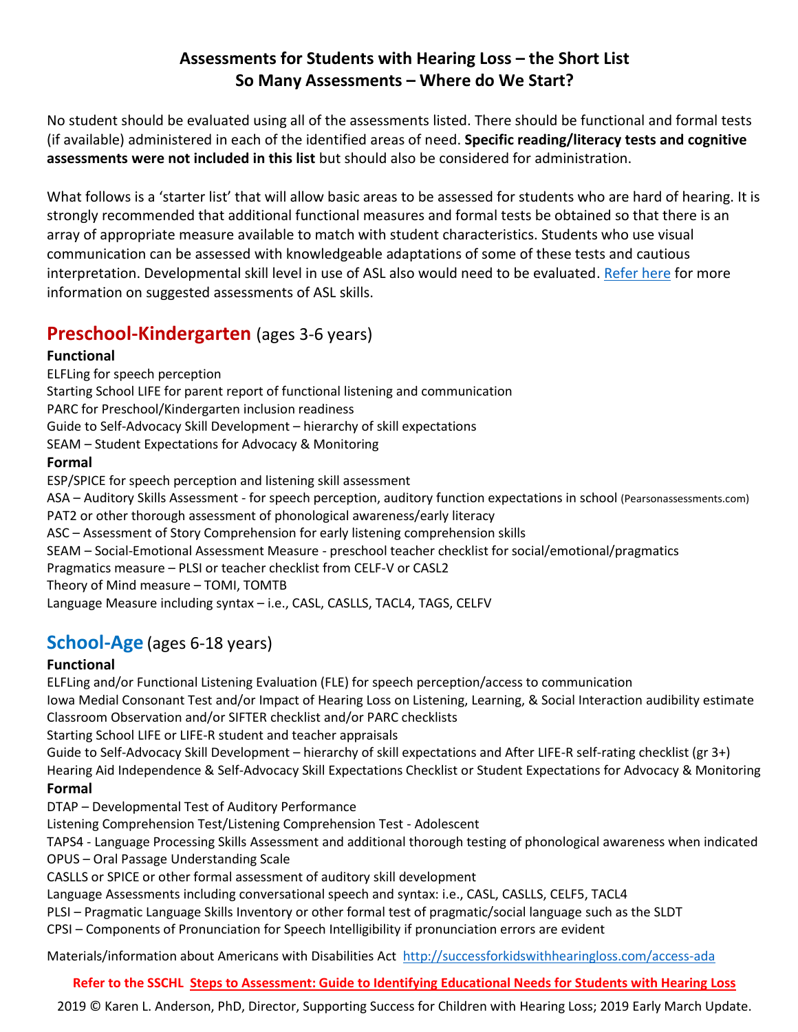# Assessments for Students with Hearing Loss – the Short List
# So Many Assessments – Where do We Start?

No student should be evaluated using all of the assessments listed. There should be functional and formal tests (if available) administered in each of the identified areas of need. **Specific reading/literacy tests and cognitive assessments were not included in this list** but should also be considered for administration.

What follows is a 'starter list' that will allow basic areas to be assessed for students who are hard of hearing. It is strongly recommended that additional functional measures and formal tests be obtained so that there is an array of appropriate measure available to match with student characteristics. Students who use visual communication can be assessed with knowledgeable adaptations of some of these tests and cautious interpretation. Developmental skill level in use of ASL also would need to be evaluated. Refer here for more information on suggested assessments of ASL skills.

## Preschool-Kindergarten (ages 3-6 years)

**Functional**

ELFLing for speech perception
Starting School LIFE for parent report of functional listening and communication
PARC for Preschool/Kindergarten inclusion readiness
Guide to Self-Advocacy Skill Development – hierarchy of skill expectations
SEAM – Student Expectations for Advocacy & Monitoring

**Formal**

ESP/SPICE for speech perception and listening skill assessment
ASA – Auditory Skills Assessment - for speech perception, auditory function expectations in school (Pearsonassessments.com)
PAT2 or other thorough assessment of phonological awareness/early literacy
ASC – Assessment of Story Comprehension for early listening comprehension skills
SEAM – Social-Emotional Assessment Measure - preschool teacher checklist for social/emotional/pragmatics
Pragmatics measure – PLSI or teacher checklist from CELF-V or CASL2
Theory of Mind measure – TOMI, TOMTB
Language Measure including syntax – i.e., CASL, CASLLS, TACL4, TAGS, CELFV

## School-Age (ages 6-18 years)

**Functional**

ELFLing and/or Functional Listening Evaluation (FLE) for speech perception/access to communication
Iowa Medial Consonant Test and/or Impact of Hearing Loss on Listening, Learning, & Social Interaction audibility estimate
Classroom Observation and/or SIFTER checklist and/or PARC checklists
Starting School LIFE or LIFE-R student and teacher appraisals
Guide to Self-Advocacy Skill Development – hierarchy of skill expectations and After LIFE-R self-rating checklist (gr 3+)
Hearing Aid Independence & Self-Advocacy Skill Expectations Checklist or Student Expectations for Advocacy & Monitoring

**Formal**

DTAP – Developmental Test of Auditory Performance
Listening Comprehension Test/Listening Comprehension Test - Adolescent
TAPS4 - Language Processing Skills Assessment and additional thorough testing of phonological awareness when indicated
OPUS – Oral Passage Understanding Scale
CASLLS or SPICE or other formal assessment of auditory skill development
Language Assessments including conversational speech and syntax: i.e., CASL, CASLLS, CELF5, TACL4
PLSI – Pragmatic Language Skills Inventory or other formal test of pragmatic/social language such as the SLDT
CPSI – Components of Pronunciation for Speech Intelligibility if pronunciation errors are evident

Materials/information about Americans with Disabilities Act http://successforkidswithhearingloss.com/access-ada

**Refer to the SSCHL Steps to Assessment: Guide to Identifying Educational Needs for Students with Hearing Loss**

2019 © Karen L. Anderson, PhD, Director, Supporting Success for Children with Hearing Loss; 2019 Early March Update.